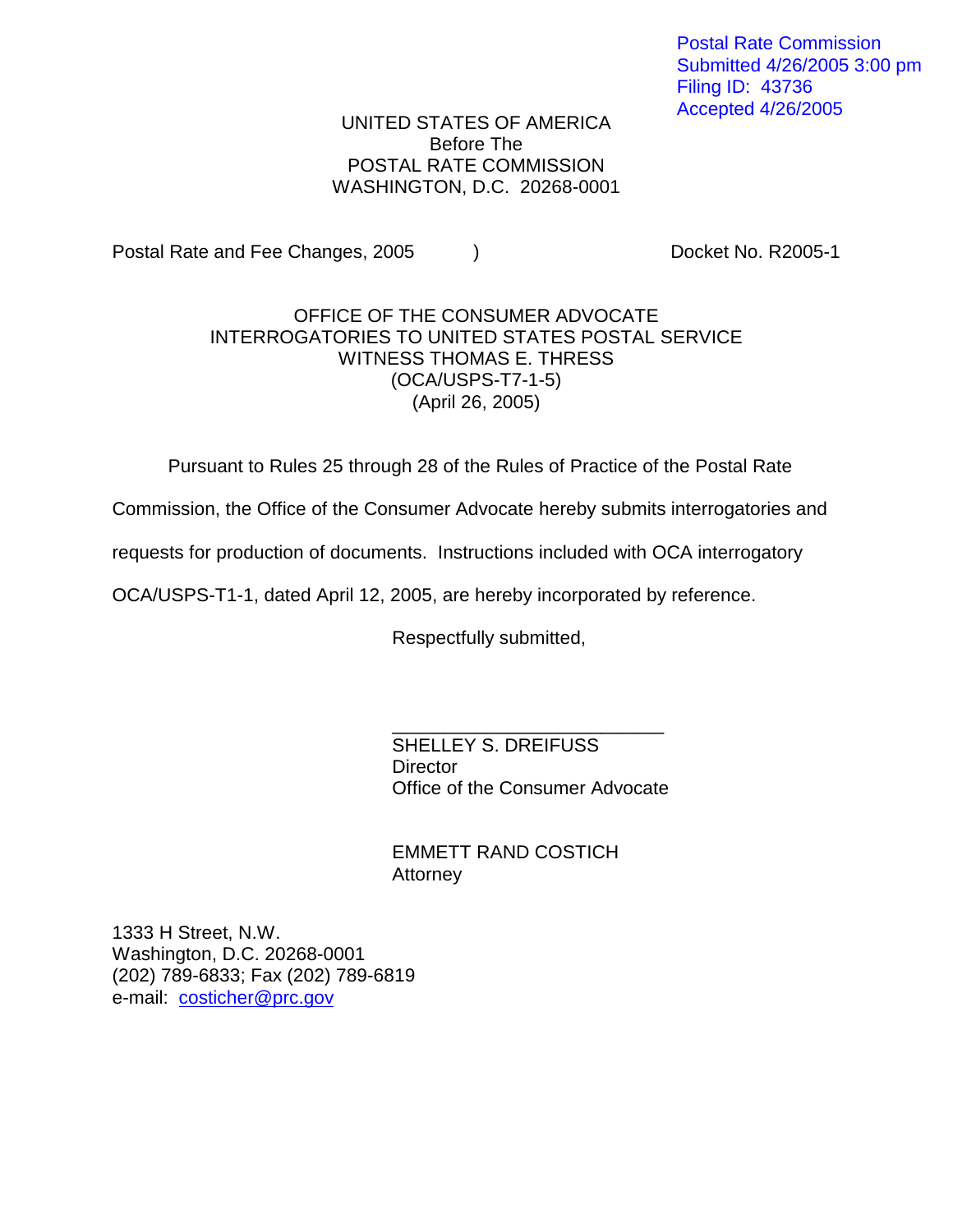Postal Rate Commission
Submitted 4/26/2005 3:00 pm
Filing ID: 43736
Accepted 4/26/2005

UNITED STATES OF AMERICA
Before The
POSTAL RATE COMMISSION
WASHINGTON, D.C. 20268-0001

Postal Rate and Fee Changes, 2005 ) Docket No. R2005-1

OFFICE OF THE CONSUMER ADVOCATE
INTERROGATORIES TO UNITED STATES POSTAL SERVICE
WITNESS THOMAS E. THRESS
(OCA/USPS-T7-1-5)
(April 26, 2005)

Pursuant to Rules 25 through 28 of the Rules of Practice of the Postal Rate Commission, the Office of the Consumer Advocate hereby submits interrogatories and requests for production of documents. Instructions included with OCA interrogatory OCA/USPS-T1-1, dated April 12, 2005, are hereby incorporated by reference.

Respectfully submitted,

\_\_\_\_\_\_\_\_\_\_\_\_\_\_\_\_\_\_\_\_\_\_\_\_\_\_
SHELLEY S. DREIFUSS
Director
Office of the Consumer Advocate

EMMETT RAND COSTICH
Attorney

1333 H Street, N.W.
Washington, D.C. 20268-0001
(202) 789-6833; Fax (202) 789-6819
e-mail: costicher@prc.gov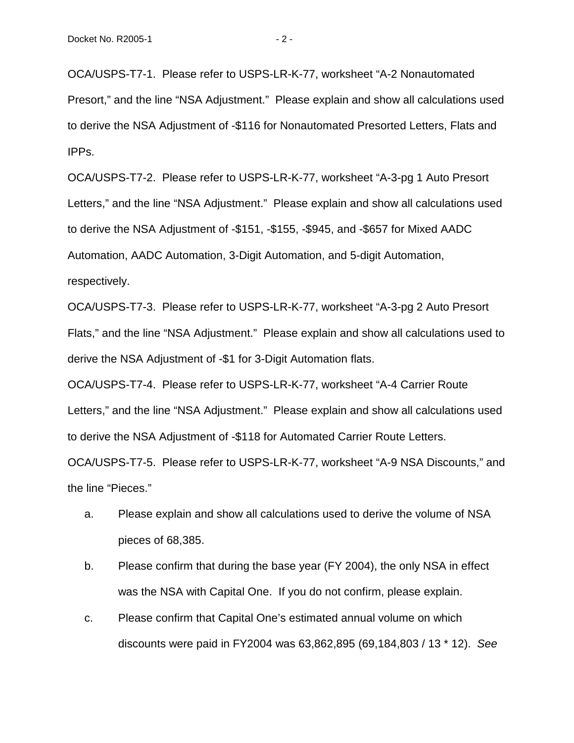OCA/USPS-T7-1. Please refer to USPS-LR-K-77, worksheet "A-2 Nonautomated Presort," and the line "NSA Adjustment." Please explain and show all calculations used to derive the NSA Adjustment of -$116 for Nonautomated Presorted Letters, Flats and IPPs.

OCA/USPS-T7-2. Please refer to USPS-LR-K-77, worksheet "A-3-pg 1 Auto Presort Letters," and the line "NSA Adjustment." Please explain and show all calculations used to derive the NSA Adjustment of -$151, -$155, -$945, and -$657 for Mixed AADC Automation, AADC Automation, 3-Digit Automation, and 5-digit Automation, respectively.

OCA/USPS-T7-3. Please refer to USPS-LR-K-77, worksheet "A-3-pg 2 Auto Presort Flats," and the line "NSA Adjustment." Please explain and show all calculations used to derive the NSA Adjustment of -$1 for 3-Digit Automation flats.

OCA/USPS-T7-4. Please refer to USPS-LR-K-77, worksheet "A-4 Carrier Route Letters," and the line "NSA Adjustment." Please explain and show all calculations used to derive the NSA Adjustment of -$118 for Automated Carrier Route Letters.

OCA/USPS-T7-5. Please refer to USPS-LR-K-77, worksheet "A-9 NSA Discounts," and the line "Pieces."

a. Please explain and show all calculations used to derive the volume of NSA pieces of 68,385.

b. Please confirm that during the base year (FY 2004), the only NSA in effect was the NSA with Capital One. If you do not confirm, please explain.

c. Please confirm that Capital One's estimated annual volume on which discounts were paid in FY2004 was 63,862,895 (69,184,803 / 13 * 12). *See*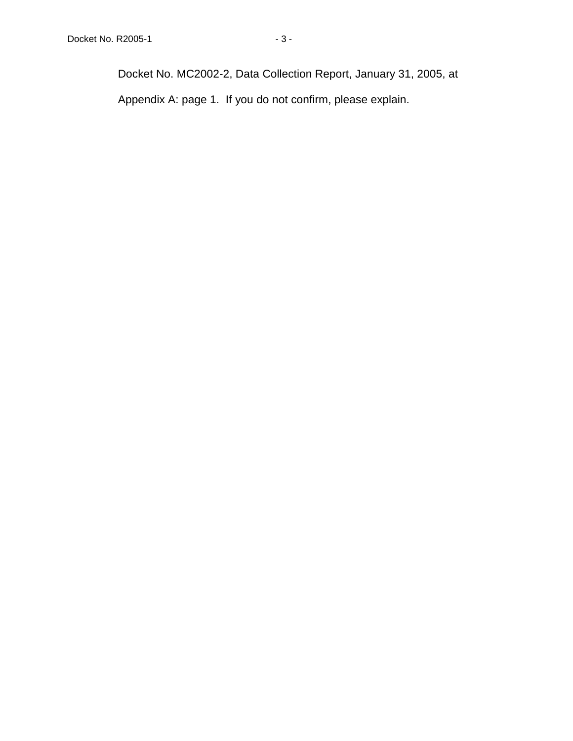Docket No. MC2002-2, Data Collection Report, January 31, 2005, at Appendix A: page 1. If you do not confirm, please explain.